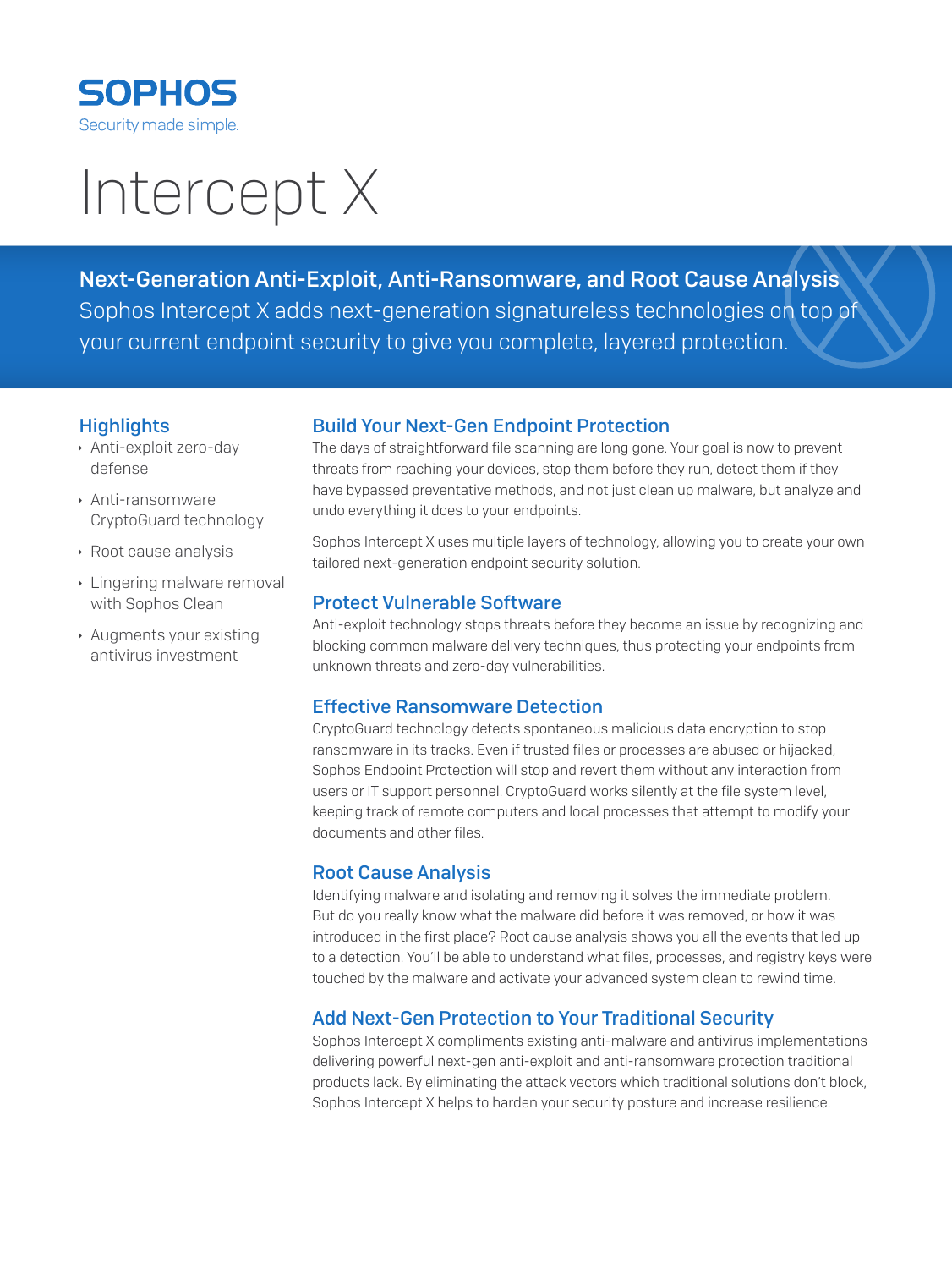SOPHOS

Security made simple.

# Intercept X

**Next-Generation Anti-Exploit, Anti-Ransomware, and Root Cause Analysis**

Sophos Intercept X adds next-generation signatureless technologies on top of your current endpoint security to give you complete, layered protection.

## Highlights

- Anti-exploit zero-day defense
- Anti-ransomware CryptoGuard technology
- Root cause analysis
- Lingering malware removal with Sophos Clean
- Augments your existing antivirus investment

## Build Your Next-Gen Endpoint Protection

The days of straightforward file scanning are long gone. Your goal is now to prevent threats from reaching your devices, stop them before they run, detect them if they have bypassed preventative methods, and not just clean up malware, but analyze and undo everything it does to your endpoints.

Sophos Intercept X uses multiple layers of technology, allowing you to create your own tailored next-generation endpoint security solution.

## Protect Vulnerable Software

Anti-exploit technology stops threats before they become an issue by recognizing and blocking common malware delivery techniques, thus protecting your endpoints from unknown threats and zero-day vulnerabilities.

## Effective Ransomware Detection

CryptoGuard technology detects spontaneous malicious data encryption to stop ransomware in its tracks. Even if trusted files or processes are abused or hijacked, Sophos Endpoint Protection will stop and revert them without any interaction from users or IT support personnel. CryptoGuard works silently at the file system level, keeping track of remote computers and local processes that attempt to modify your documents and other files.

## Root Cause Analysis

Identifying malware and isolating and removing it solves the immediate problem. But do you really know what the malware did before it was removed, or how it was introduced in the first place? Root cause analysis shows you all the events that led up to a detection. You'll be able to understand what files, processes, and registry keys were touched by the malware and activate your advanced system clean to rewind time.

## Add Next-Gen Protection to Your Traditional Security

Sophos Intercept X compliments existing anti-malware and antivirus implementations delivering powerful next-gen anti-exploit and anti-ransomware protection traditional products lack. By eliminating the attack vectors which traditional solutions don't block, Sophos Intercept X helps to harden your security posture and increase resilience.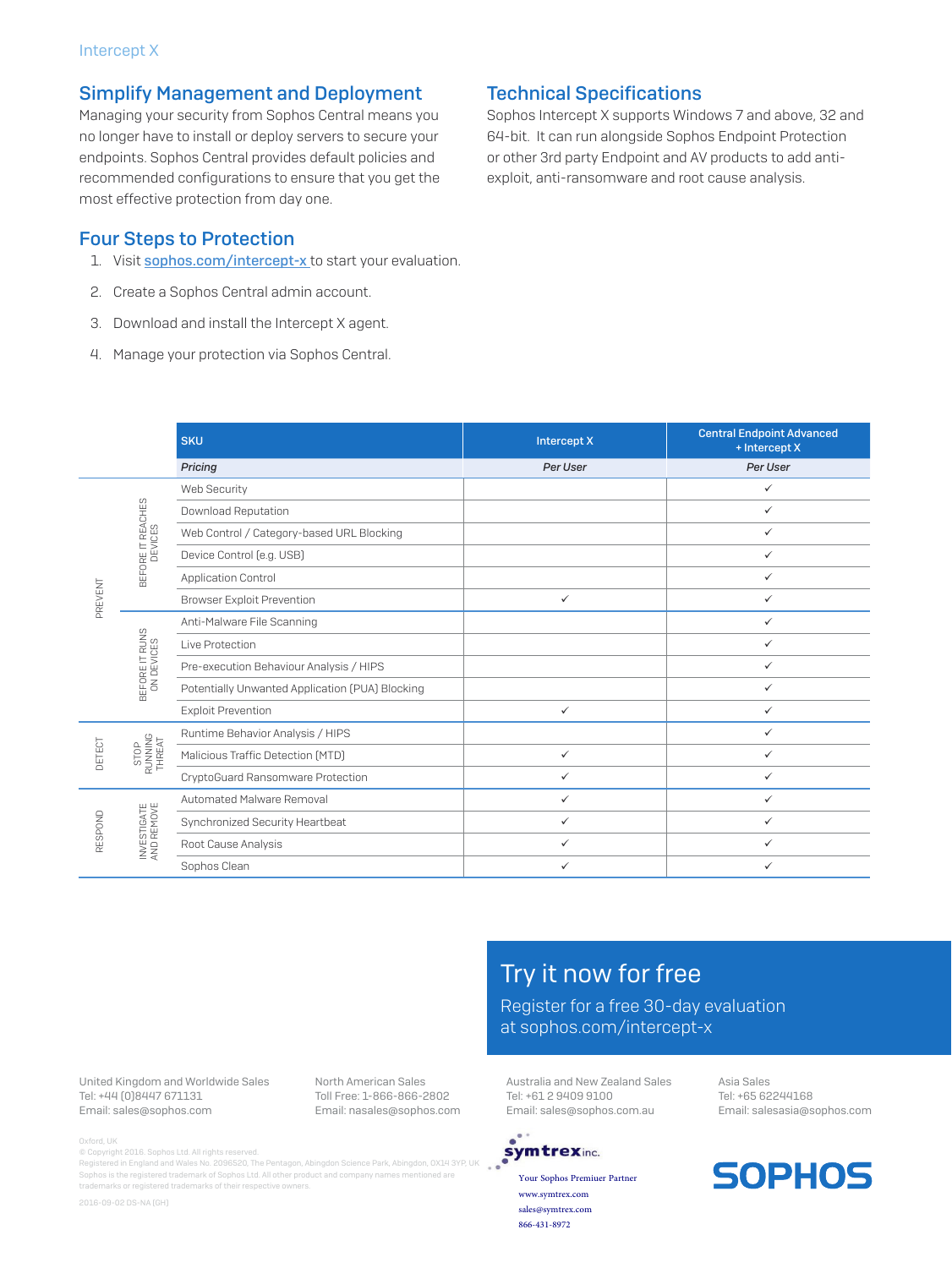## Simplify Management and Deployment

Managing your security from Sophos Central means you no longer have to install or deploy servers to secure your endpoints. Sophos Central provides default policies and recommended configurations to ensure that you get the most effective protection from day one.

## Four Steps to Protection

1. Visit sophos.com/intercept-x to start your evaluation.
2. Create a Sophos Central admin account.
3. Download and install the Intercept X agent.
4. Manage your protection via Sophos Central.

## Technical Specifications

Sophos Intercept X supports Windows 7 and above, 32 and 64-bit. It can run alongside Sophos Endpoint Protection or other 3rd party Endpoint and AV products to add anti-exploit, anti-ransomware and root cause analysis.

| | | SKU | Intercept X | Central Endpoint Advanced + Intercept X |
|---|---|---|---|---|
| | | *Pricing* | *Per User* | *Per User* |
| PREVENT | BEFORE IT REACHES DEVICES | Web Security | | ✓ |
| | | Download Reputation | | ✓ |
| | | Web Control / Category-based URL Blocking | | ✓ |
| | | Device Control (e.g. USB) | | ✓ |
| | | Application Control | | ✓ |
| | | Browser Exploit Prevention | ✓ | ✓ |
| | BEFORE IT RUNS ON DEVICES | Anti-Malware File Scanning | | ✓ |
| | | Live Protection | | ✓ |
| | | Pre-execution Behaviour Analysis / HIPS | | ✓ |
| | | Potentially Unwanted Application (PUA) Blocking | | ✓ |
| | | Exploit Prevention | ✓ | ✓ |
| DETECT | STOP RUNNING THREAT | Runtime Behavior Analysis / HIPS | | ✓ |
| | | Malicious Traffic Detection (MTD) | ✓ | ✓ |
| | | CryptoGuard Ransomware Protection | ✓ | ✓ |
| RESPOND | INVESTIGATE AND REMOVE | Automated Malware Removal | ✓ | ✓ |
| | | Synchronized Security Heartbeat | ✓ | ✓ |
| | | Root Cause Analysis | ✓ | ✓ |
| | | Sophos Clean | ✓ | ✓ |

## Try it now for free

Register for a free 30-day evaluation at sophos.com/intercept-x

United Kingdom and Worldwide Sales
Tel: +44 (0)8447 671131
Email: sales@sophos.com

North American Sales
Toll Free: 1-866-866-2802
Email: nasales@sophos.com

Australia and New Zealand Sales
Tel: +61 2 9409 9100
Email: sales@sophos.com.au

Asia Sales
Tel: +65 62244168
Email: salesasia@sophos.com

Oxford, UK
© Copyright 2016. Sophos Ltd. All rights reserved.
Registered in England and Wales No. 2096520, The Pentagon, Abingdon Science Park, Abingdon, OX14 3YP, UK
Sophos is the registered trademark of Sophos Ltd. All other product and company names mentioned are trademarks or registered trademarks of their respective owners.

2016-09-02 DS-NA (GH)

symtrex inc.
Your Sophos Premiuer Partner
www.symtrex.com
sales@symtrex.com
866-431-8972

SOPHOS